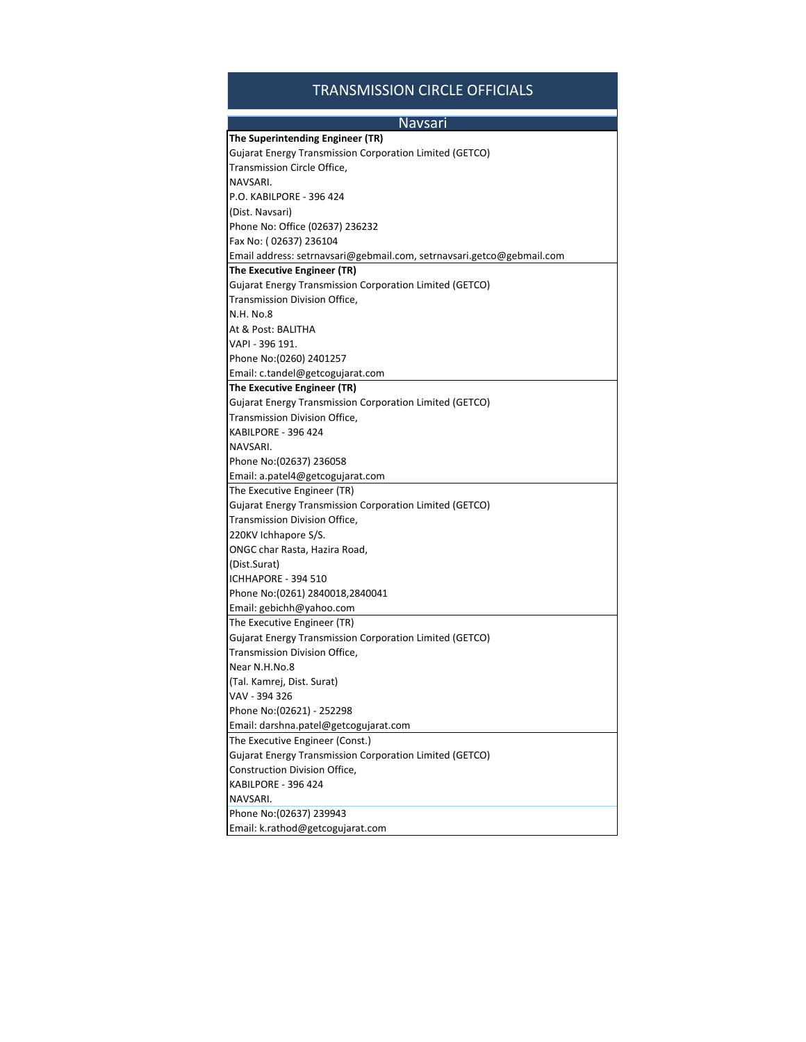# TRANSMISSION CIRCLE OFFICIALS

## Navsari

**The Superintending Engineer (TR)**
Gujarat Energy Transmission Corporation Limited (GETCO)
Transmission Circle Office,
NAVSARI.
P.O. KABILPORE - 396 424
(Dist. Navsari)
Phone No: Office (02637) 236232
Fax No: ( 02637) 236104
Email address: setrnavsari@gebmail.com, setrnavsari.getco@gebmail.com

**The Executive Engineer (TR)**
Gujarat Energy Transmission Corporation Limited (GETCO)
Transmission Division Office,
N.H. No.8
At & Post: BALITHA
VAPI - 396 191.
Phone No:(0260) 2401257
Email: c.tandel@getcogujarat.com

**The Executive Engineer (TR)**
Gujarat Energy Transmission Corporation Limited (GETCO)
Transmission Division Office,
KABILPORE - 396 424
NAVSARI.
Phone No:(02637) 236058
Email: a.patel4@getcogujarat.com

The Executive Engineer (TR)
Gujarat Energy Transmission Corporation Limited (GETCO)
Transmission Division Office,
220KV Ichhapore S/S.
ONGC char Rasta, Hazira Road,
(Dist.Surat)
ICHHAPORE - 394 510
Phone No:(0261) 2840018,2840041
Email: gebichh@yahoo.com

The Executive Engineer (TR)
Gujarat Energy Transmission Corporation Limited (GETCO)
Transmission Division Office,
Near N.H.No.8
(Tal. Kamrej, Dist. Surat)
VAV - 394 326
Phone No:(02621) - 252298
Email: darshna.patel@getcogujarat.com

The Executive Engineer (Const.)
Gujarat Energy Transmission Corporation Limited (GETCO)
Construction Division Office,
KABILPORE - 396 424
NAVSARI.
Phone No:(02637) 239943
Email: k.rathod@getcogujarat.com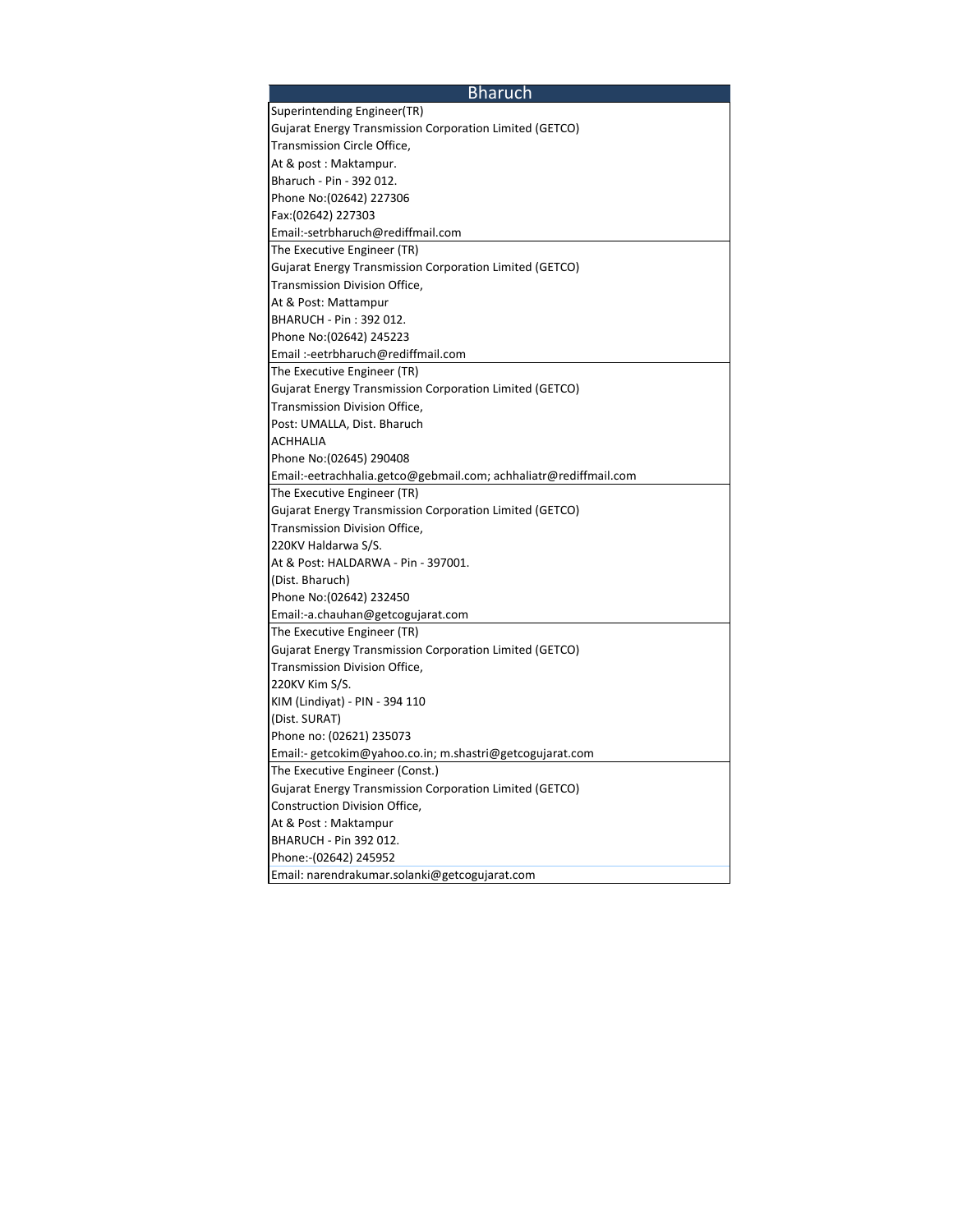| Bharuch |
| --- |
| Superintending Engineer(TR)<br>Gujarat Energy Transmission Corporation Limited (GETCO)<br>Transmission Circle Office,<br>At & post : Maktampur.<br>Bharuch - Pin - 392 012.<br>Phone No:(02642) 227306<br>Fax:(02642) 227303<br>Email:-setrbharuch@rediffmail.com |
| The Executive Engineer (TR)<br>Gujarat Energy Transmission Corporation Limited (GETCO)<br>Transmission Division Office,<br>At & Post: Mattampur<br>BHARUCH - Pin : 392 012.<br>Phone No:(02642) 245223<br>Email :-eetrbharuch@rediffmail.com |
| The Executive Engineer (TR)<br>Gujarat Energy Transmission Corporation Limited (GETCO)<br>Transmission Division Office,<br>Post: UMALLA, Dist. Bharuch<br>ACHHALIA<br>Phone No:(02645) 290408<br>Email:-eetrachhalia.getco@gebmail.com; achhaliatr@rediffmail.com |
| The Executive Engineer (TR)<br>Gujarat Energy Transmission Corporation Limited (GETCO)<br>Transmission Division Office,<br>220KV Haldarwa S/S.<br>At & Post: HALDARWA - Pin - 397001.<br>(Dist. Bharuch)<br>Phone No:(02642) 232450<br>Email:-a.chauhan@getcogujarat.com |
| The Executive Engineer (TR)<br>Gujarat Energy Transmission Corporation Limited (GETCO)<br>Transmission Division Office,<br>220KV Kim S/S.<br>KIM (Lindiyat) - PIN - 394 110<br>(Dist. SURAT)<br>Phone no: (02621) 235073<br>Email:- getcokim@yahoo.co.in; m.shastri@getcogujarat.com |
| The Executive Engineer (Const.)<br>Gujarat Energy Transmission Corporation Limited (GETCO)<br>Construction Division Office,<br>At & Post : Maktampur<br>BHARUCH - Pin 392 012.<br>Phone:-(02642) 245952<br>Email: narendrakumar.solanki@getcogujarat.com |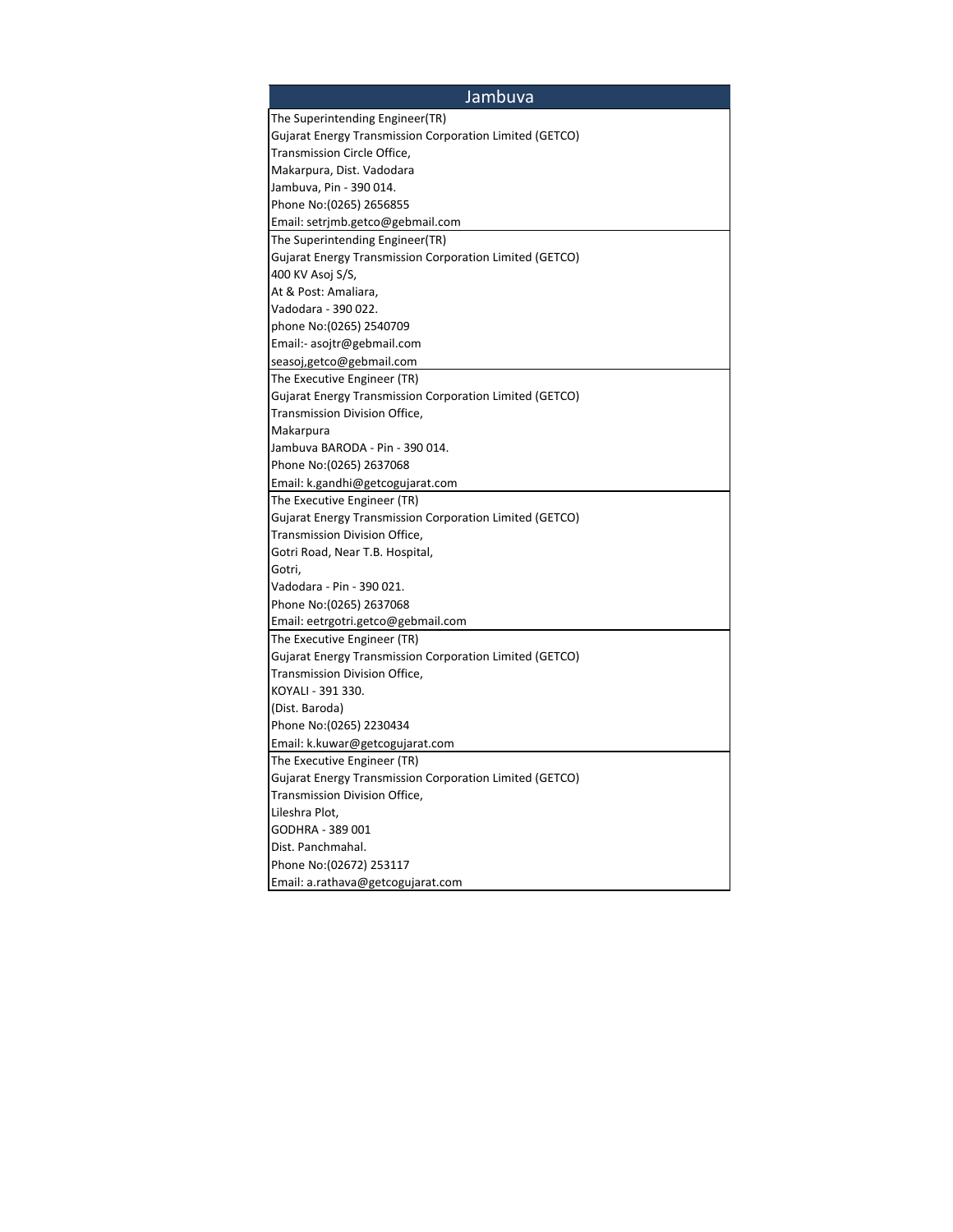| Jambuva |
|---|
| The Superintending Engineer(TR)<br>Gujarat Energy Transmission Corporation Limited (GETCO)<br>Transmission Circle Office,<br>Makarpura, Dist. Vadodara<br>Jambuva, Pin - 390 014.<br>Phone No:(0265) 2656855<br>Email: setrjmb.getco@gebmail.com |
| The Superintending Engineer(TR)<br>Gujarat Energy Transmission Corporation Limited (GETCO)<br>400 KV Asoj S/S,<br>At & Post: Amaliara,<br>Vadodara - 390 022.<br>phone No:(0265) 2540709<br>Email:- asojtr@gebmail.com<br>seasoj,getco@gebmail.com |
| The Executive Engineer (TR)<br>Gujarat Energy Transmission Corporation Limited (GETCO)<br>Transmission Division Office,<br>Makarpura<br>Jambuva BARODA - Pin - 390 014.<br>Phone No:(0265) 2637068<br>Email: k.gandhi@getcogujarat.com |
| The Executive Engineer (TR)<br>Gujarat Energy Transmission Corporation Limited (GETCO)<br>Transmission Division Office,<br>Gotri Road, Near T.B. Hospital,<br>Gotri,<br>Vadodara - Pin - 390 021.<br>Phone No:(0265) 2637068<br>Email: eetrgotri.getco@gebmail.com |
| The Executive Engineer (TR)<br>Gujarat Energy Transmission Corporation Limited (GETCO)<br>Transmission Division Office,<br>KOYALI - 391 330.<br>(Dist. Baroda)<br>Phone No:(0265) 2230434<br>Email: k.kuwar@getcogujarat.com |
| The Executive Engineer (TR)<br>Gujarat Energy Transmission Corporation Limited (GETCO)<br>Transmission Division Office,<br>Lileshra Plot,<br>GODHRA - 389 001<br>Dist. Panchmahal.<br>Phone No:(02672) 253117<br>Email: a.rathava@getcogujarat.com |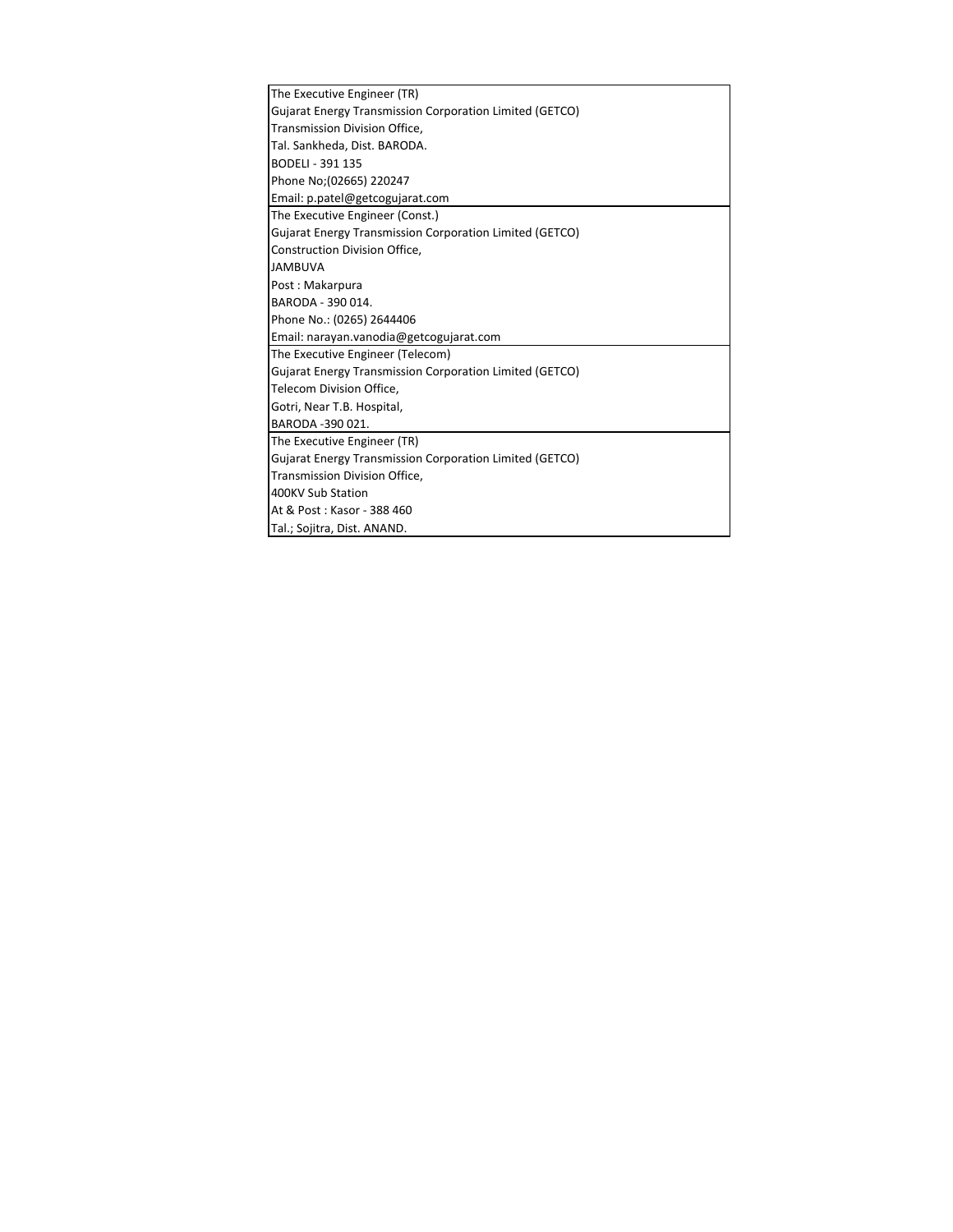| The Executive Engineer (TR) |
| --- |
| Gujarat Energy Transmission Corporation Limited (GETCO) |
| Transmission Division Office, |
| Tal. Sankheda, Dist. BARODA. |
| BODELI - 391 135 |
| Phone No;(02665) 220247 |
| Email: p.patel@getcogujarat.com |

| The Executive Engineer (Const.) |
| --- |
| Gujarat Energy Transmission Corporation Limited (GETCO) |
| Construction Division Office, |
| JAMBUVA |
| Post : Makarpura |
| BARODA - 390 014. |
| Phone No.: (0265) 2644406 |
| Email: narayan.vanodia@getcogujarat.com |

| The Executive Engineer (Telecom) |
| --- |
| Gujarat Energy Transmission Corporation Limited (GETCO) |
| Telecom Division Office, |
| Gotri, Near T.B. Hospital, |
| BARODA -390 021. |

| The Executive Engineer (TR) |
| --- |
| Gujarat Energy Transmission Corporation Limited (GETCO) |
| Transmission Division Office, |
| 400KV Sub Station |
| At & Post : Kasor - 388 460 |
| Tal.; Sojitra, Dist. ANAND. |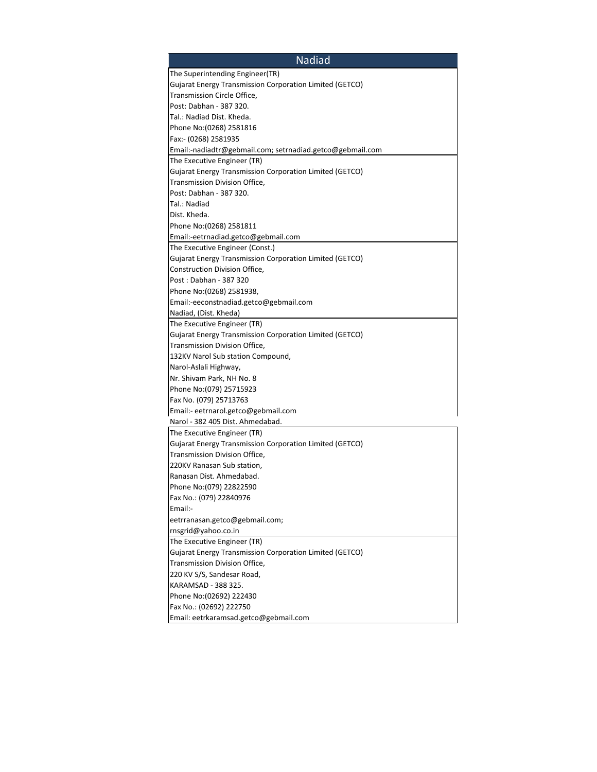| Nadiad |
|---|
| The Superintending Engineer(TR)<br>Gujarat Energy Transmission Corporation Limited (GETCO)<br>Transmission Circle Office,<br>Post: Dabhan - 387 320.<br>Tal.: Nadiad Dist. Kheda.<br>Phone No:(0268) 2581816<br>Fax:- (0268) 2581935<br>Email:-nadiadtr@gebmail.com; setrnadiad.getco@gebmail.com |
| The Executive Engineer (TR)<br>Gujarat Energy Transmission Corporation Limited (GETCO)<br>Transmission Division Office,<br>Post: Dabhan - 387 320.<br>Tal.: Nadiad<br>Dist. Kheda.<br>Phone No:(0268) 2581811<br>Email:-eetrnadiad.getco@gebmail.com |
| The Executive Engineer (Const.)<br>Gujarat Energy Transmission Corporation Limited (GETCO)<br>Construction Division Office,<br>Post : Dabhan - 387 320<br>Phone No:(0268) 2581938,<br>Email:-eeconstnadiad.getco@gebmail.com<br>Nadiad, (Dist. Kheda) |
| The Executive Engineer (TR)<br>Gujarat Energy Transmission Corporation Limited (GETCO)<br>Transmission Division Office,<br>132KV Narol Sub station Compound,<br>Narol-Aslali Highway,<br>Nr. Shivam Park, NH No. 8<br>Phone No:(079) 25715923<br>Fax No. (079) 25713763<br>Email:- eetrnarol.getco@gebmail.com<br>Narol - 382 405 Dist. Ahmedabad. |
| The Executive Engineer (TR)<br>Gujarat Energy Transmission Corporation Limited (GETCO)<br>Transmission Division Office,<br>220KV Ranasan Sub station,<br>Ranasan Dist. Ahmedabad.<br>Phone No:(079) 22822590<br>Fax No.: (079) 22840976<br>Email:-<br>eetrranasan.getco@gebmail.com;<br>rnsgrid@yahoo.co.in |
| The Executive Engineer (TR)<br>Gujarat Energy Transmission Corporation Limited (GETCO)<br>Transmission Division Office,<br>220 KV S/S, Sandesar Road,<br>KARAMSAD - 388 325.<br>Phone No:(02692) 222430<br>Fax No.: (02692) 222750<br>Email: eetrkaramsad.getco@gebmail.com |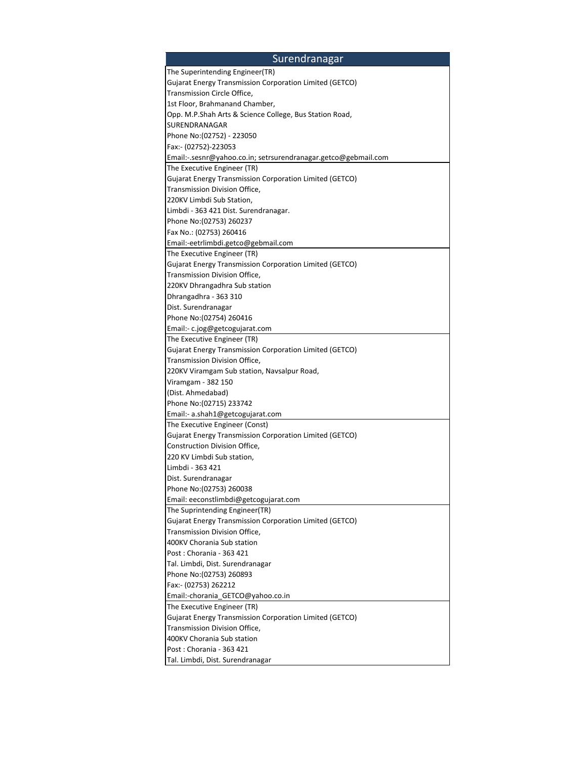| Surendranagar |
| --- |
| The Superintending Engineer(TR)<br>Gujarat Energy Transmission Corporation Limited (GETCO)<br>Transmission Circle Office,<br>1st Floor, Brahmanand Chamber,<br>Opp. M.P.Shah Arts & Science College, Bus Station Road,<br>SURENDRANAGAR<br>Phone No:(02752) - 223050<br>Fax:- (02752)-223053<br>Email:-.sesnr@yahoo.co.in; setrsurendranagar.getco@gebmail.com |
| The Executive Engineer (TR)<br>Gujarat Energy Transmission Corporation Limited (GETCO)<br>Transmission Division Office,<br>220KV Limbdi Sub Station,<br>Limbdi - 363 421 Dist. Surendranagar.<br>Phone No:(02753) 260237<br>Fax No.: (02753) 260416<br>Email:-eetrlimbdi.getco@gebmail.com |
| The Executive Engineer (TR)<br>Gujarat Energy Transmission Corporation Limited (GETCO)<br>Transmission Division Office,<br>220KV Dhrangadhra Sub station<br>Dhrangadhra - 363 310<br>Dist. Surendranagar<br>Phone No:(02754) 260416<br>Email:- c.jog@getcogujarat.com |
| The Executive Engineer (TR)<br>Gujarat Energy Transmission Corporation Limited (GETCO)<br>Transmission Division Office,<br>220KV Viramgam Sub station, Navsalpur Road,<br>Viramgam - 382 150<br>(Dist. Ahmedabad)<br>Phone No:(02715) 233742<br>Email:- a.shah1@getcogujarat.com |
| The Executive Engineer (Const)<br>Gujarat Energy Transmission Corporation Limited (GETCO)<br>Construction Division Office,<br>220 KV Limbdi Sub station,<br>Limbdi - 363 421<br>Dist. Surendranagar<br>Phone No:(02753) 260038<br>Email: eeconstlimbdi@getcogujarat.com |
| The Suprintending Engineer(TR)<br>Gujarat Energy Transmission Corporation Limited (GETCO)<br>Transmission Division Office,<br>400KV Chorania Sub station<br>Post : Chorania - 363 421<br>Tal. Limbdi, Dist. Surendranagar<br>Phone No:(02753) 260893<br>Fax:- (02753) 262212<br>Email:-chorania_GETCO@yahoo.co.in |
| The Executive Engineer (TR)<br>Gujarat Energy Transmission Corporation Limited (GETCO)<br>Transmission Division Office,<br>400KV Chorania Sub station<br>Post : Chorania - 363 421<br>Tal. Limbdi, Dist. Surendranagar |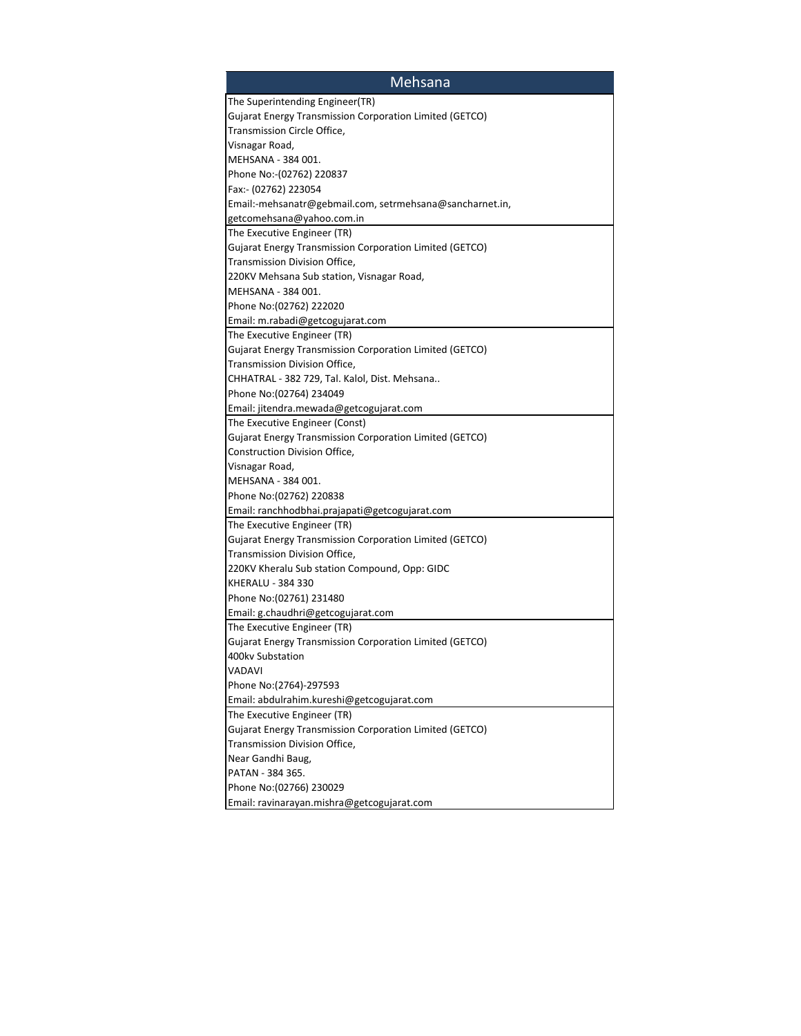| Mehsana |
| --- |
| The Superintending Engineer(TR)<br>Gujarat Energy Transmission Corporation Limited (GETCO)<br>Transmission Circle Office,<br>Visnagar Road,<br>MEHSANA - 384 001.<br>Phone No:-(02762) 220837<br>Fax:- (02762) 223054<br>Email:-mehsanatr@gebmail.com, setrmehsana@sancharnet.in,<br>getcomehsana@yahoo.com.in |
| The Executive Engineer (TR)<br>Gujarat Energy Transmission Corporation Limited (GETCO)<br>Transmission Division Office,<br>220KV Mehsana Sub station, Visnagar Road,<br>MEHSANA - 384 001.<br>Phone No:(02762) 222020<br>Email: m.rabadi@getcogujarat.com |
| The Executive Engineer (TR)<br>Gujarat Energy Transmission Corporation Limited (GETCO)<br>Transmission Division Office,<br>CHHATRAL - 382 729, Tal. Kalol, Dist. Mehsana..<br>Phone No:(02764) 234049<br>Email: jitendra.mewada@getcogujarat.com |
| The Executive Engineer (Const)<br>Gujarat Energy Transmission Corporation Limited (GETCO)<br>Construction Division Office,<br>Visnagar Road,<br>MEHSANA - 384 001.<br>Phone No:(02762) 220838<br>Email: ranchhodbhai.prajapati@getcogujarat.com |
| The Executive Engineer (TR)<br>Gujarat Energy Transmission Corporation Limited (GETCO)<br>Transmission Division Office,<br>220KV Kheralu Sub station Compound, Opp: GIDC<br>KHERALU - 384 330<br>Phone No:(02761) 231480<br>Email: g.chaudhri@getcogujarat.com |
| The Executive Engineer (TR)<br>Gujarat Energy Transmission Corporation Limited (GETCO)<br>400kv Substation<br>VADAVI<br>Phone No:(2764)-297593<br>Email: abdulrahim.kureshi@getcogujarat.com |
| The Executive Engineer (TR)<br>Gujarat Energy Transmission Corporation Limited (GETCO)<br>Transmission Division Office,<br>Near Gandhi Baug,<br>PATAN - 384 365.<br>Phone No:(02766) 230029<br>Email: ravinarayan.mishra@getcogujarat.com |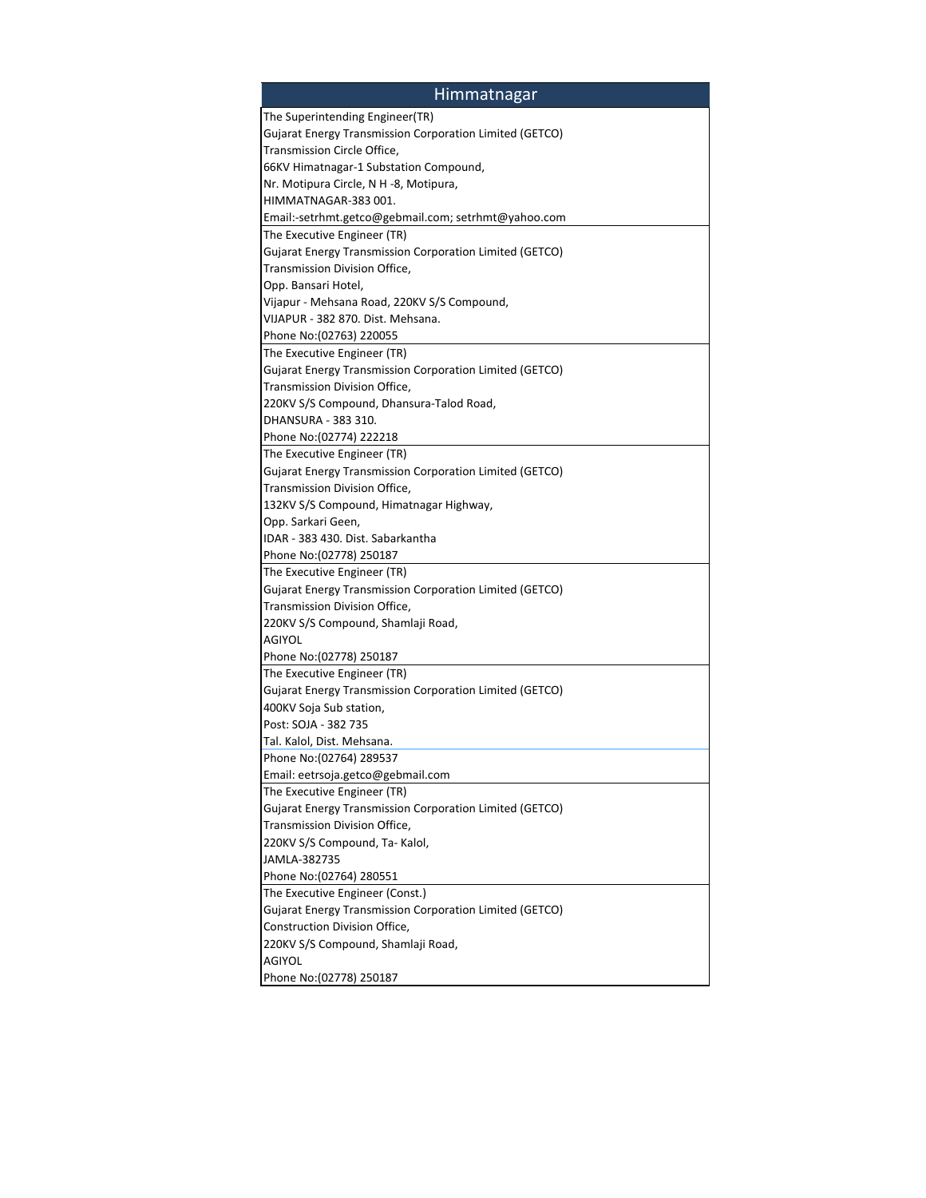| Himmatnagar |
| --- |
| The Superintending Engineer(TR)<br>Gujarat Energy Transmission Corporation Limited (GETCO)<br>Transmission Circle Office,<br>66KV Himatnagar-1 Substation Compound,<br>Nr. Motipura Circle, N H -8, Motipura,<br>HIMMATNAGAR-383 001.<br>Email:-setrhmt.getco@gebmail.com; setrhmt@yahoo.com |
| The Executive Engineer (TR)<br>Gujarat Energy Transmission Corporation Limited (GETCO)<br>Transmission Division Office,<br>Opp. Bansari Hotel,<br>Vijapur - Mehsana Road, 220KV S/S Compound,<br>VIJAPUR - 382 870. Dist. Mehsana.<br>Phone No:(02763) 220055 |
| The Executive Engineer (TR)<br>Gujarat Energy Transmission Corporation Limited (GETCO)<br>Transmission Division Office,<br>220KV S/S Compound, Dhansura-Talod Road,<br>DHANSURA - 383 310.<br>Phone No:(02774) 222218 |
| The Executive Engineer (TR)<br>Gujarat Energy Transmission Corporation Limited (GETCO)<br>Transmission Division Office,<br>132KV S/S Compound, Himatnagar Highway,<br>Opp. Sarkari Geen,<br>IDAR - 383 430. Dist. Sabarkantha<br>Phone No:(02778) 250187 |
| The Executive Engineer (TR)<br>Gujarat Energy Transmission Corporation Limited (GETCO)<br>Transmission Division Office,<br>220KV S/S Compound, Shamlaji Road,<br>AGIYOL<br>Phone No:(02778) 250187 |
| The Executive Engineer (TR)<br>Gujarat Energy Transmission Corporation Limited (GETCO)<br>400KV Soja Sub station,<br>Post: SOJA - 382 735<br>Tal. Kalol, Dist. Mehsana.<br>Phone No:(02764) 289537<br>Email: eetrsoja.getco@gebmail.com |
| The Executive Engineer (TR)<br>Gujarat Energy Transmission Corporation Limited (GETCO)<br>Transmission Division Office,<br>220KV S/S Compound, Ta- Kalol,<br>JAMLA-382735<br>Phone No:(02764) 280551 |
| The Executive Engineer (Const.)<br>Gujarat Energy Transmission Corporation Limited (GETCO)<br>Construction Division Office,<br>220KV S/S Compound, Shamlaji Road,<br>AGIYOL<br>Phone No:(02778) 250187 |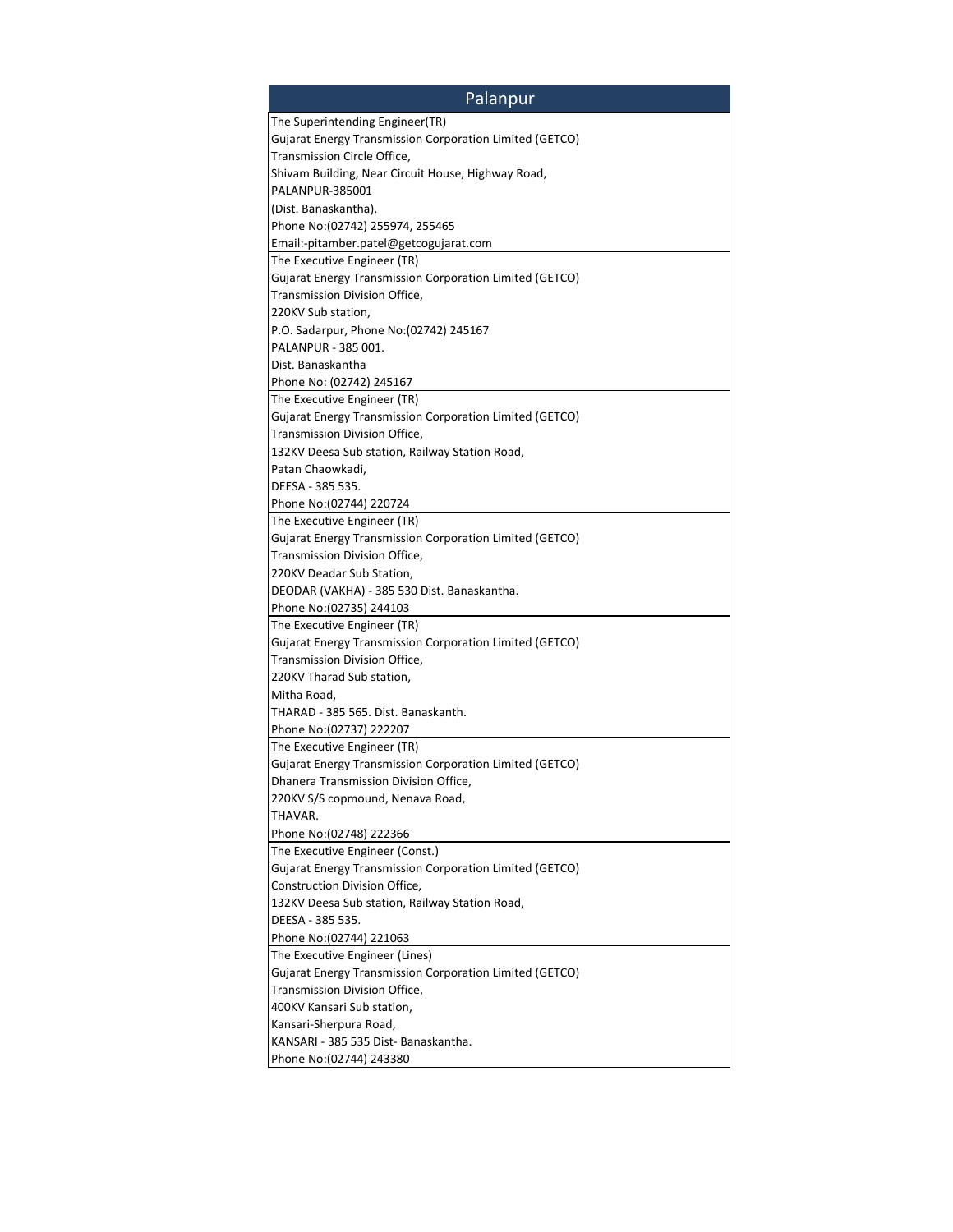| Palanpur |
| --- |
| The Superintending Engineer(TR)<br>Gujarat Energy Transmission Corporation Limited (GETCO)<br>Transmission Circle Office,<br>Shivam Building, Near Circuit House, Highway Road,<br>PALANPUR-385001<br>(Dist. Banaskantha).<br>Phone No:(02742) 255974, 255465<br>Email:-pitamber.patel@getcogujarat.com |
| The Executive Engineer (TR)<br>Gujarat Energy Transmission Corporation Limited (GETCO)<br>Transmission Division Office,<br>220KV Sub station,<br>P.O. Sadarpur, Phone No:(02742) 245167<br>PALANPUR - 385 001.<br>Dist. Banaskantha<br>Phone No: (02742) 245167 |
| The Executive Engineer (TR)<br>Gujarat Energy Transmission Corporation Limited (GETCO)<br>Transmission Division Office,<br>132KV Deesa Sub station, Railway Station Road,<br>Patan Chaowkadi,<br>DEESA - 385 535.<br>Phone No:(02744) 220724 |
| The Executive Engineer (TR)<br>Gujarat Energy Transmission Corporation Limited (GETCO)<br>Transmission Division Office,<br>220KV Deadar Sub Station,<br>DEODAR (VAKHA) - 385 530 Dist. Banaskantha.<br>Phone No:(02735) 244103 |
| The Executive Engineer (TR)<br>Gujarat Energy Transmission Corporation Limited (GETCO)<br>Transmission Division Office,<br>220KV Tharad Sub station,<br>Mitha Road,<br>THARAD - 385 565. Dist. Banaskanth.<br>Phone No:(02737) 222207 |
| The Executive Engineer (TR)<br>Gujarat Energy Transmission Corporation Limited (GETCO)<br>Dhanera Transmission Division Office,<br>220KV S/S copmound, Nenava Road,<br>THAVAR.<br>Phone No:(02748) 222366 |
| The Executive Engineer (Const.)<br>Gujarat Energy Transmission Corporation Limited (GETCO)<br>Construction Division Office,<br>132KV Deesa Sub station, Railway Station Road,<br>DEESA - 385 535.<br>Phone No:(02744) 221063 |
| The Executive Engineer (Lines)<br>Gujarat Energy Transmission Corporation Limited (GETCO)<br>Transmission Division Office,<br>400KV Kansari Sub station,<br>Kansari-Sherpura Road,<br>KANSARI - 385 535 Dist- Banaskantha.<br>Phone No:(02744) 243380 |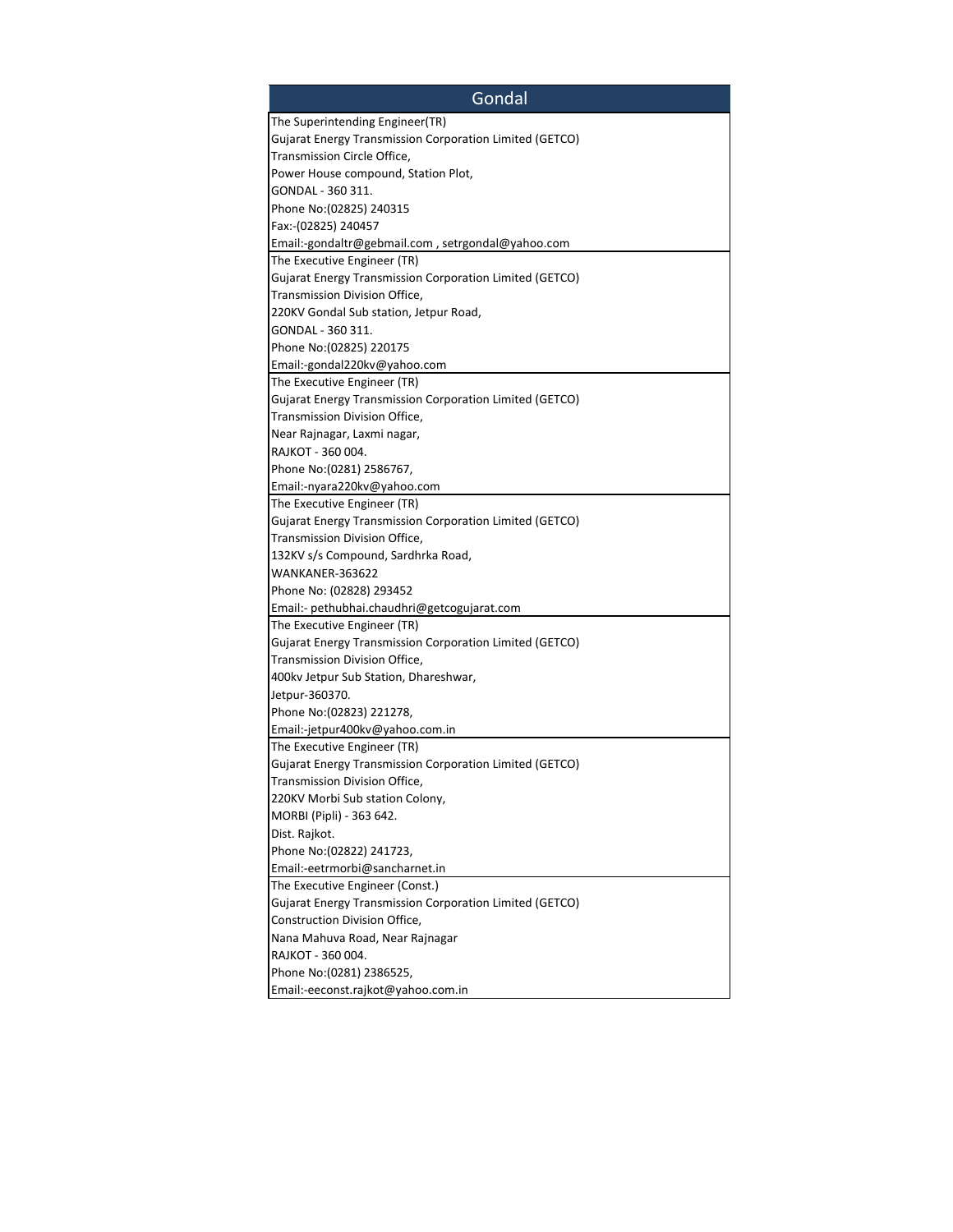| Gondal |
| --- |
| The Superintending Engineer(TR)<br>Gujarat Energy Transmission Corporation Limited (GETCO)<br>Transmission Circle Office,<br>Power House compound, Station Plot,<br>GONDAL - 360 311.<br>Phone No:(02825) 240315<br>Fax:-(02825) 240457<br>Email:-gondaltr@gebmail.com , setrgondal@yahoo.com |
| The Executive Engineer (TR)<br>Gujarat Energy Transmission Corporation Limited (GETCO)<br>Transmission Division Office,<br>220KV Gondal Sub station, Jetpur Road,<br>GONDAL - 360 311.<br>Phone No:(02825) 220175<br>Email:-gondal220kv@yahoo.com |
| The Executive Engineer (TR)<br>Gujarat Energy Transmission Corporation Limited (GETCO)<br>Transmission Division Office,<br>Near Rajnagar, Laxmi nagar,<br>RAJKOT - 360 004.<br>Phone No:(0281) 2586767,<br>Email:-nyara220kv@yahoo.com |
| The Executive Engineer (TR)<br>Gujarat Energy Transmission Corporation Limited (GETCO)<br>Transmission Division Office,<br>132KV s/s Compound, Sardhrka Road,<br>WANKANER-363622<br>Phone No: (02828) 293452<br>Email:- pethubhai.chaudhri@getcogujarat.com |
| The Executive Engineer (TR)<br>Gujarat Energy Transmission Corporation Limited (GETCO)<br>Transmission Division Office,<br>400kv Jetpur Sub Station, Dhareshwar,<br>Jetpur-360370.<br>Phone No:(02823) 221278,<br>Email:-jetpur400kv@yahoo.com.in |
| The Executive Engineer (TR)<br>Gujarat Energy Transmission Corporation Limited (GETCO)<br>Transmission Division Office,<br>220KV Morbi Sub station Colony,<br>MORBI (Pipli) - 363 642.<br>Dist. Rajkot.<br>Phone No:(02822) 241723,<br>Email:-eetrmorbi@sancharnet.in |
| The Executive Engineer (Const.)<br>Gujarat Energy Transmission Corporation Limited (GETCO)<br>Construction Division Office,<br>Nana Mahuva Road, Near Rajnagar<br>RAJKOT - 360 004.<br>Phone No:(0281) 2386525,<br>Email:-eeconst.rajkot@yahoo.com.in |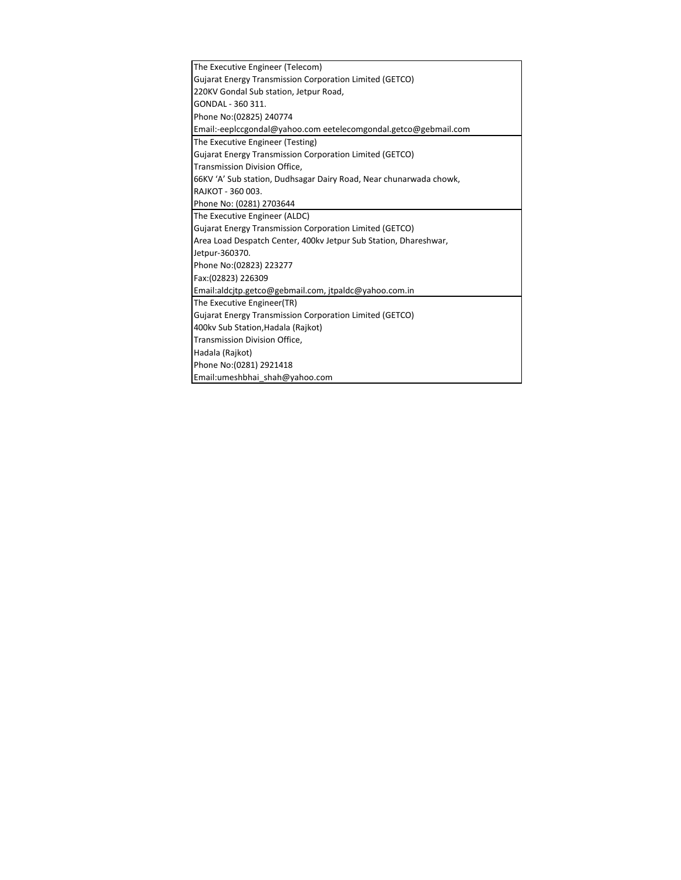| |
|---|
| The Executive Engineer (Telecom)<br>Gujarat Energy Transmission Corporation Limited (GETCO)<br>220KV Gondal Sub station, Jetpur Road,<br>GONDAL - 360 311.<br>Phone No:(02825) 240774<br>Email:-eeplccgondal@yahoo.com eetelecomgondal.getco@gebmail.com |
| The Executive Engineer (Testing)<br>Gujarat Energy Transmission Corporation Limited (GETCO)<br>Transmission Division Office,<br>66KV 'A' Sub station, Dudhsagar Dairy Road, Near chunarwada chowk,<br>RAJKOT - 360 003.<br>Phone No: (0281) 2703644 |
| The Executive Engineer (ALDC)<br>Gujarat Energy Transmission Corporation Limited (GETCO)<br>Area Load Despatch Center, 400kv Jetpur Sub Station, Dhareshwar,<br>Jetpur-360370.<br>Phone No:(02823) 223277<br>Fax:(02823) 226309<br>Email:aldcjtp.getco@gebmail.com, jtpaldc@yahoo.com.in |
| The Executive Engineer(TR)<br>Gujarat Energy Transmission Corporation Limited (GETCO)<br>400kv Sub Station,Hadala (Rajkot)<br>Transmission Division Office,<br>Hadala (Rajkot)<br>Phone No:(0281) 2921418<br>Email:umeshbhai_shah@yahoo.com |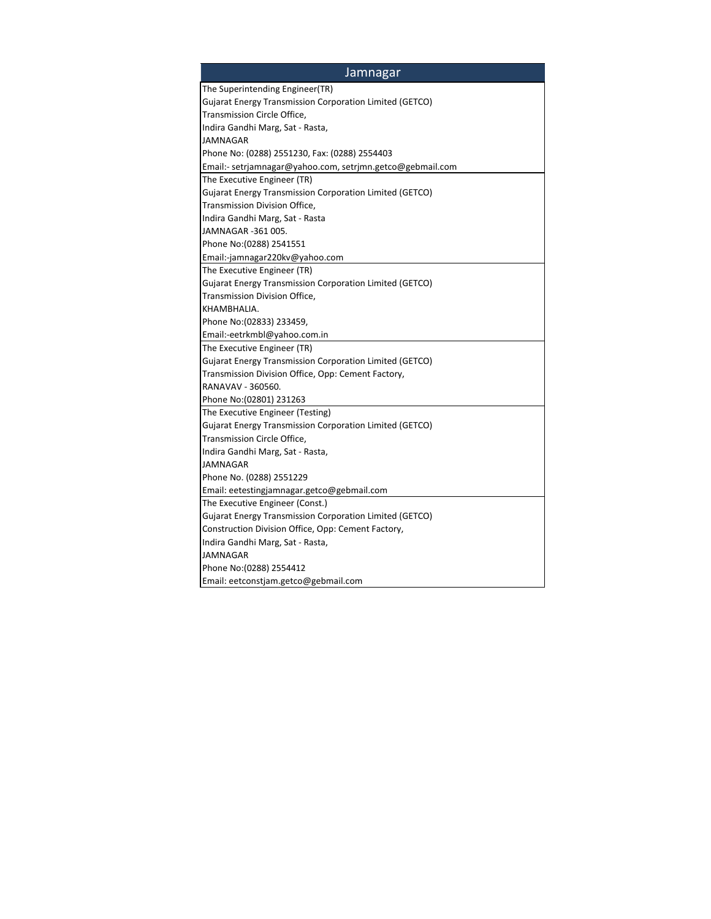| Jamnagar |
| --- |
| The Superintending Engineer(TR)<br>Gujarat Energy Transmission Corporation Limited (GETCO)<br>Transmission Circle Office,<br>Indira Gandhi Marg, Sat - Rasta,<br>JAMNAGAR<br>Phone No: (0288) 2551230, Fax: (0288) 2554403<br>Email:- setrjamnagar@yahoo.com, setrjmn.getco@gebmail.com |
| The Executive Engineer (TR)<br>Gujarat Energy Transmission Corporation Limited (GETCO)<br>Transmission Division Office,<br>Indira Gandhi Marg, Sat - Rasta<br>JAMNAGAR -361 005.<br>Phone No:(0288) 2541551<br>Email:-jamnagar220kv@yahoo.com |
| The Executive Engineer (TR)<br>Gujarat Energy Transmission Corporation Limited (GETCO)<br>Transmission Division Office,<br>KHAMBHALIA.<br>Phone No:(02833) 233459,<br>Email:-eetrkmbl@yahoo.com.in |
| The Executive Engineer (TR)<br>Gujarat Energy Transmission Corporation Limited (GETCO)<br>Transmission Division Office, Opp: Cement Factory,<br>RANAVAV - 360560.<br>Phone No:(02801) 231263 |
| The Executive Engineer (Testing)<br>Gujarat Energy Transmission Corporation Limited (GETCO)<br>Transmission Circle Office,<br>Indira Gandhi Marg, Sat - Rasta,<br>JAMNAGAR<br>Phone No. (0288) 2551229<br>Email: eetestingjamnagar.getco@gebmail.com |
| The Executive Engineer (Const.)<br>Gujarat Energy Transmission Corporation Limited (GETCO)<br>Construction Division Office, Opp: Cement Factory,<br>Indira Gandhi Marg, Sat - Rasta,<br>JAMNAGAR<br>Phone No:(0288) 2554412<br>Email: eetconstjam.getco@gebmail.com |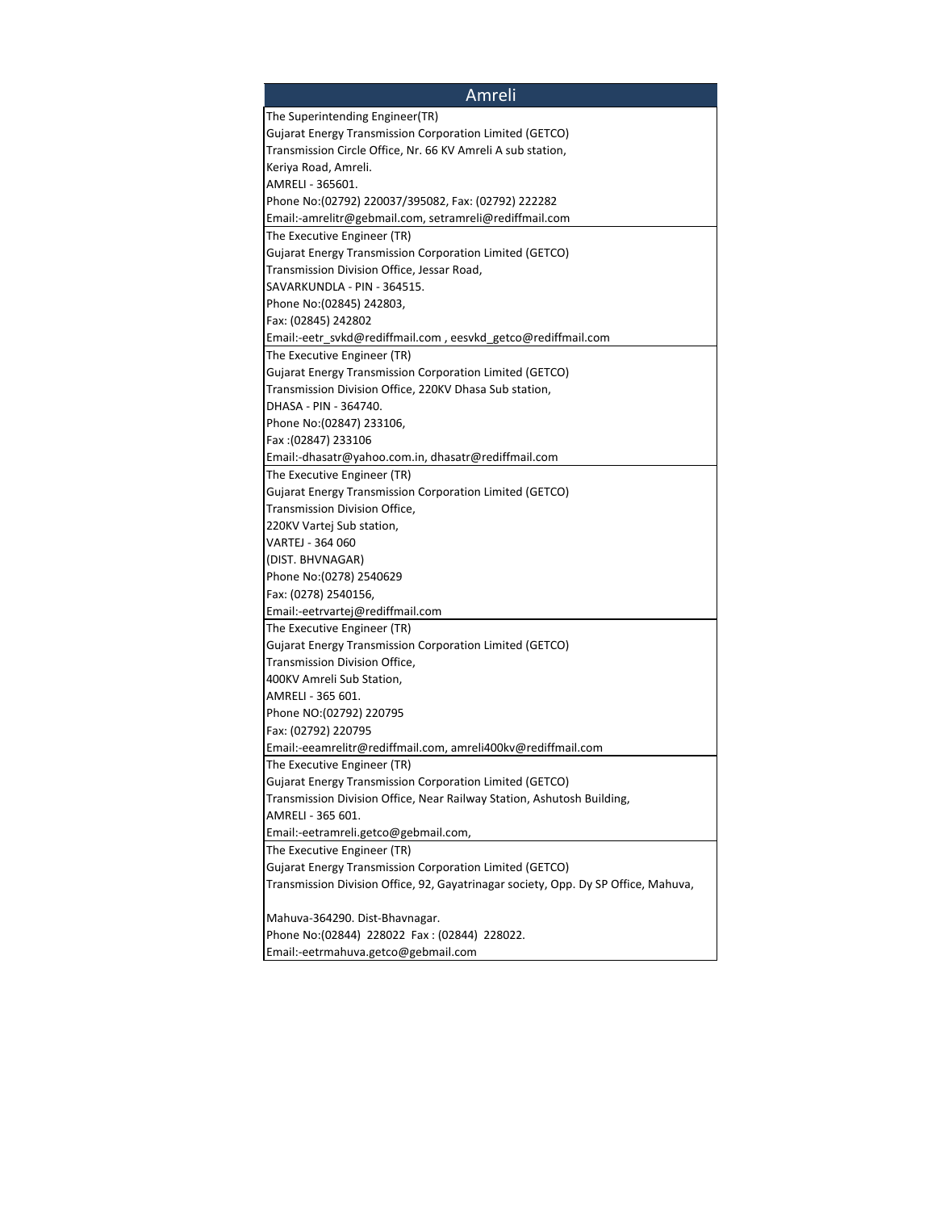| Amreli |
| --- |
| The Superintending Engineer(TR)<br>Gujarat Energy Transmission Corporation Limited (GETCO)<br>Transmission Circle Office, Nr. 66 KV Amreli A sub station,<br>Keriya Road, Amreli.<br>AMRELI - 365601.<br>Phone No:(02792) 220037/395082, Fax: (02792) 222282<br>Email:-amrelitr@gebmail.com, setramreli@rediffmail.com |
| The Executive Engineer (TR)<br>Gujarat Energy Transmission Corporation Limited (GETCO)<br>Transmission Division Office, Jessar Road,<br>SAVARKUNDLA - PIN - 364515.<br>Phone No:(02845) 242803,<br>Fax: (02845) 242802<br>Email:-eetr_svkd@rediffmail.com , eesvkd_getco@rediffmail.com |
| The Executive Engineer (TR)<br>Gujarat Energy Transmission Corporation Limited (GETCO)<br>Transmission Division Office, 220KV Dhasa Sub station,<br>DHASA - PIN - 364740.<br>Phone No:(02847) 233106,<br>Fax :(02847) 233106<br>Email:-dhasatr@yahoo.com.in, dhasatr@rediffmail.com |
| The Executive Engineer (TR)<br>Gujarat Energy Transmission Corporation Limited (GETCO)<br>Transmission Division Office,<br>220KV Vartej Sub station,<br>VARTEJ - 364 060<br>(DIST. BHVNAGAR)<br>Phone No:(0278) 2540629<br>Fax: (0278) 2540156,<br>Email:-eetrvartej@rediffmail.com |
| The Executive Engineer (TR)<br>Gujarat Energy Transmission Corporation Limited (GETCO)<br>Transmission Division Office,<br>400KV Amreli Sub Station,<br>AMRELI - 365 601.<br>Phone NO:(02792) 220795<br>Fax: (02792) 220795<br>Email:-eeamrelitr@rediffmail.com, amreli400kv@rediffmail.com |
| The Executive Engineer (TR)<br>Gujarat Energy Transmission Corporation Limited (GETCO)<br>Transmission Division Office, Near Railway Station, Ashutosh Building,<br>AMRELI - 365 601.<br>Email:-eetramreli.getco@gebmail.com, |
| The Executive Engineer (TR)<br>Gujarat Energy Transmission Corporation Limited (GETCO)<br>Transmission Division Office, 92, Gayatrinagar society, Opp. Dy SP Office, Mahuva,<br><br>Mahuva-364290. Dist-Bhavnagar.<br>Phone No:(02844) 228022 Fax : (02844) 228022.<br>Email:-eetrmahuva.getco@gebmail.com |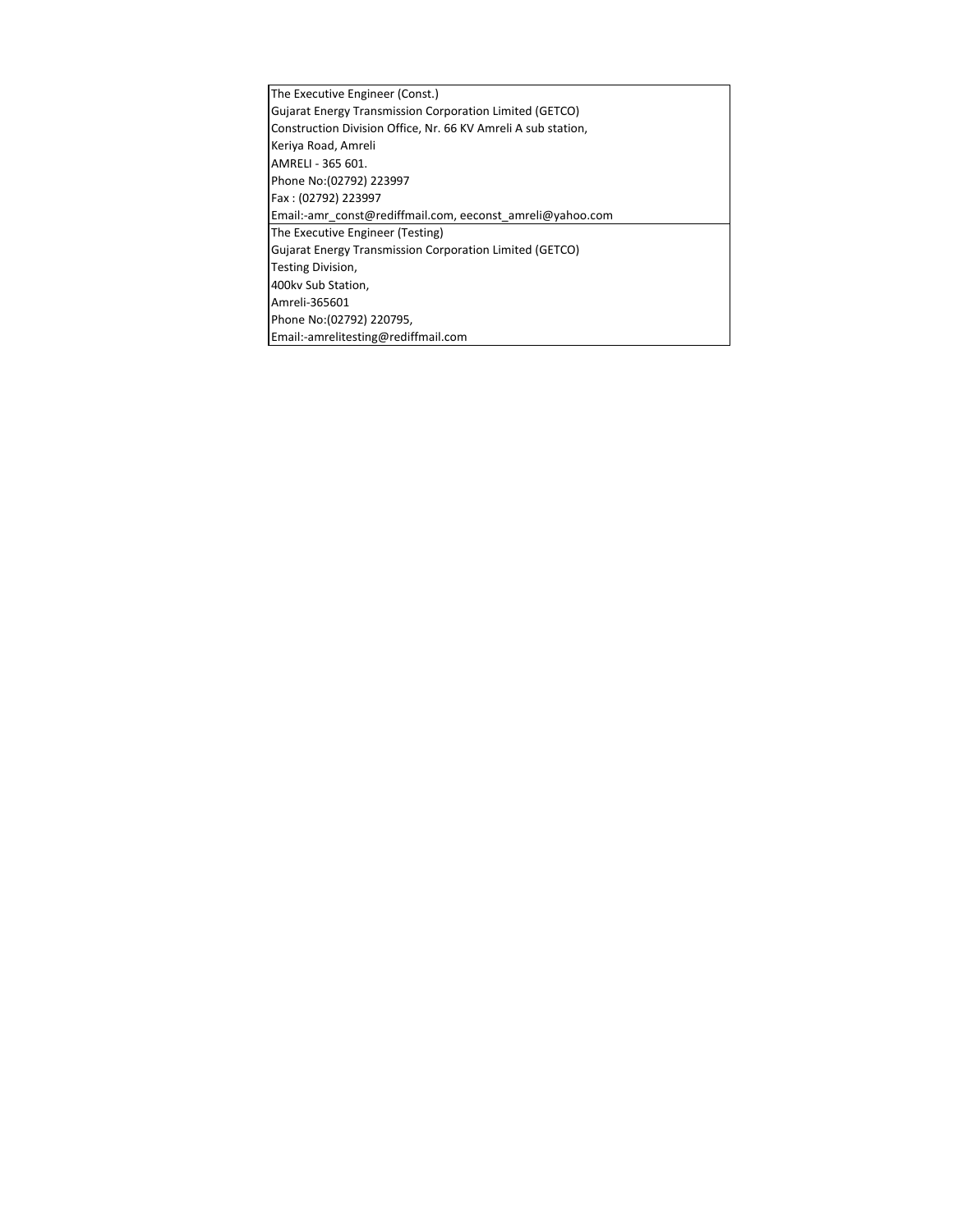| The Executive Engineer (Const.)<br>Gujarat Energy Transmission Corporation Limited (GETCO)<br>Construction Division Office, Nr. 66 KV Amreli A sub station,<br>Keriya Road, Amreli<br>AMRELI - 365 601.<br>Phone No:(02792) 223997<br>Fax : (02792) 223997<br>Email:-amr_const@rediffmail.com, eeconst_amreli@yahoo.com |
|---|
| The Executive Engineer (Testing)<br>Gujarat Energy Transmission Corporation Limited (GETCO)<br>Testing Division,<br>400kv Sub Station,<br>Amreli-365601<br>Phone No:(02792) 220795,<br>Email:-amrelitesting@rediffmail.com |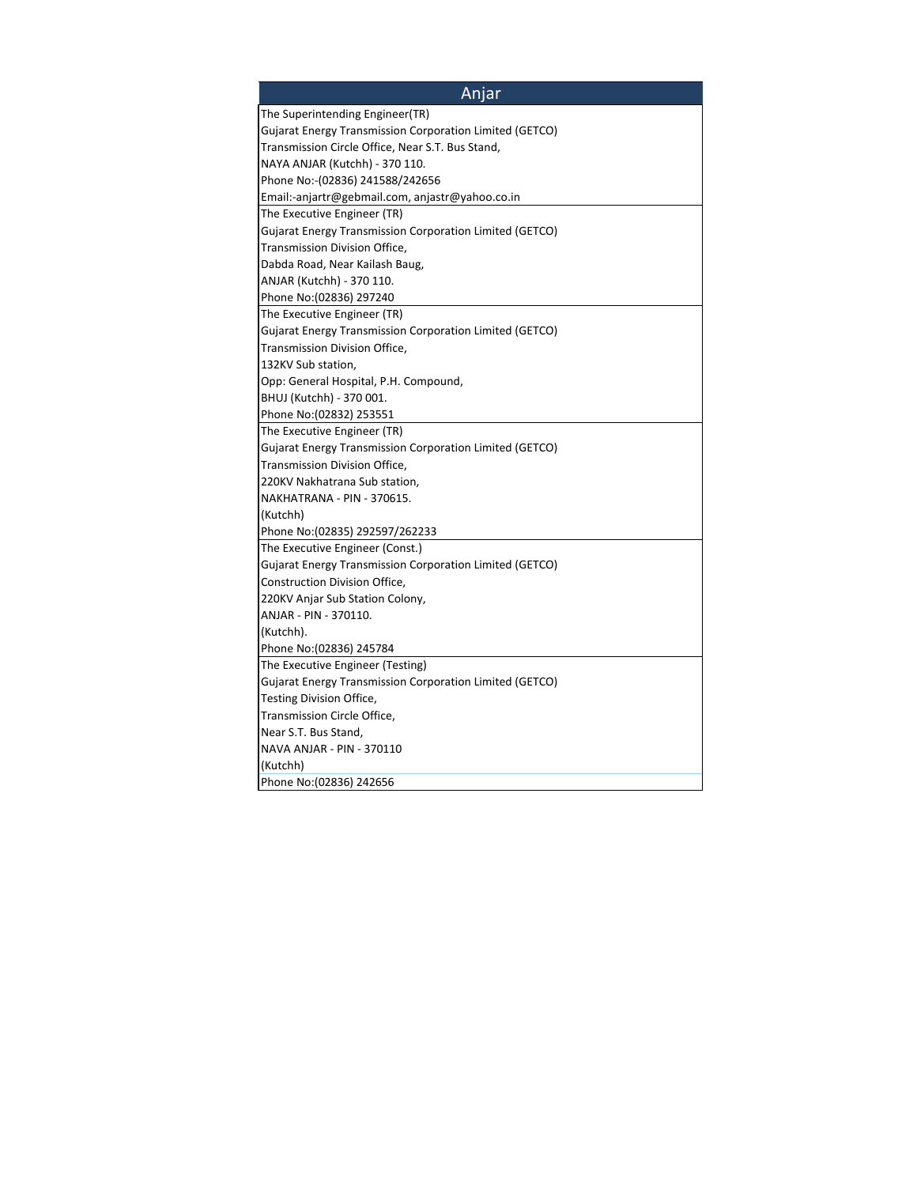| Anjar |
|---|
| The Superintending Engineer(TR)<br>Gujarat Energy Transmission Corporation Limited (GETCO)<br>Transmission Circle Office, Near S.T. Bus Stand,<br>NAYA ANJAR (Kutchh) - 370 110.<br>Phone No:-(02836) 241588/242656<br>Email:-anjartr@gebmail.com, anjastr@yahoo.co.in |
| The Executive Engineer (TR)<br>Gujarat Energy Transmission Corporation Limited (GETCO)<br>Transmission Division Office,<br>Dabda Road, Near Kailash Baug,<br>ANJAR (Kutchh) - 370 110.<br>Phone No:(02836) 297240 |
| The Executive Engineer (TR)<br>Gujarat Energy Transmission Corporation Limited (GETCO)<br>Transmission Division Office,<br>132KV Sub station,<br>Opp: General Hospital, P.H. Compound,<br>BHUJ (Kutchh) - 370 001.<br>Phone No:(02832) 253551 |
| The Executive Engineer (TR)<br>Gujarat Energy Transmission Corporation Limited (GETCO)<br>Transmission Division Office,<br>220KV Nakhatrana Sub station,<br>NAKHATRANA - PIN - 370615.<br>(Kutchh)<br>Phone No:(02835) 292597/262233 |
| The Executive Engineer (Const.)<br>Gujarat Energy Transmission Corporation Limited (GETCO)<br>Construction Division Office,<br>220KV Anjar Sub Station Colony,<br>ANJAR - PIN - 370110.<br>(Kutchh).<br>Phone No:(02836) 245784 |
| The Executive Engineer (Testing)<br>Gujarat Energy Transmission Corporation Limited (GETCO)<br>Testing Division Office,<br>Transmission Circle Office,<br>Near S.T. Bus Stand,<br>NAVA ANJAR - PIN - 370110<br>(Kutchh)<br>Phone No:(02836) 242656 |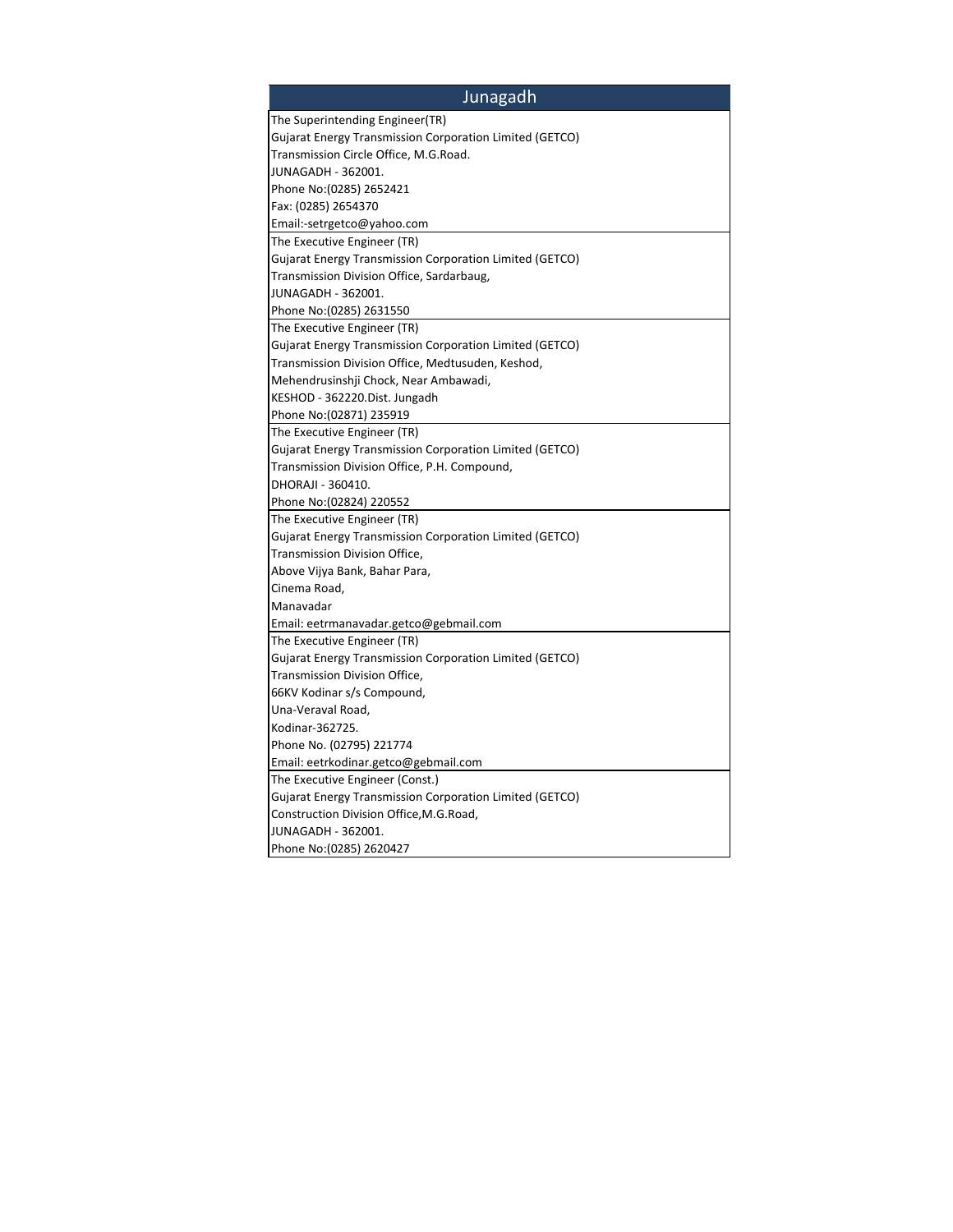| Junagadh |
|---|
| The Superintending Engineer(TR)<br>Gujarat Energy Transmission Corporation Limited (GETCO)<br>Transmission Circle Office, M.G.Road.<br>JUNAGADH - 362001.<br>Phone No:(0285) 2652421<br>Fax: (0285) 2654370<br>Email:-setrgetco@yahoo.com |
| The Executive Engineer (TR)<br>Gujarat Energy Transmission Corporation Limited (GETCO)<br>Transmission Division Office, Sardarbaug,<br>JUNAGADH - 362001.<br>Phone No:(0285) 2631550 |
| The Executive Engineer (TR)<br>Gujarat Energy Transmission Corporation Limited (GETCO)<br>Transmission Division Office, Medtusuden, Keshod,<br>Mehendrusinshji Chock, Near Ambawadi,<br>KESHOD - 362220.Dist. Jungadh<br>Phone No:(02871) 235919 |
| The Executive Engineer (TR)<br>Gujarat Energy Transmission Corporation Limited (GETCO)<br>Transmission Division Office, P.H. Compound,<br>DHORAJI - 360410.<br>Phone No:(02824) 220552 |
| The Executive Engineer (TR)<br>Gujarat Energy Transmission Corporation Limited (GETCO)<br>Transmission Division Office,<br>Above Vijya Bank, Bahar Para,<br>Cinema Road,<br>Manavadar<br>Email: eetrmanavadar.getco@gebmail.com |
| The Executive Engineer (TR)<br>Gujarat Energy Transmission Corporation Limited (GETCO)<br>Transmission Division Office,<br>66KV Kodinar s/s Compound,<br>Una-Veraval Road,<br>Kodinar-362725.<br>Phone No. (02795) 221774<br>Email: eetrkodinar.getco@gebmail.com |
| The Executive Engineer (Const.)<br>Gujarat Energy Transmission Corporation Limited (GETCO)<br>Construction Division Office,M.G.Road,<br>JUNAGADH - 362001.<br>Phone No:(0285) 2620427 |